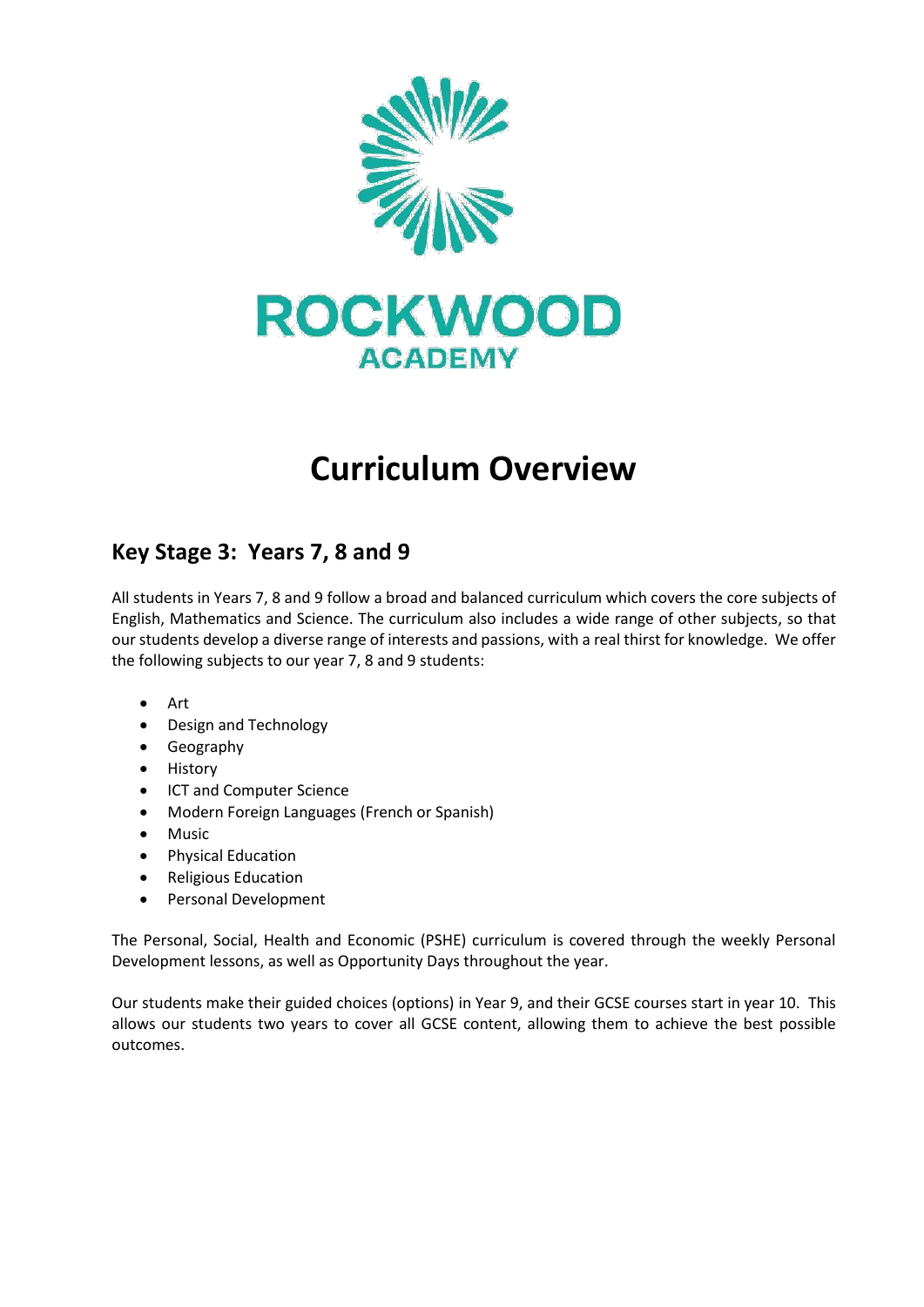ROCKWOOD
ACADEMY

# Curriculum Overview

## Key Stage 3: Years 7, 8 and 9

All students in Years 7, 8 and 9 follow a broad and balanced curriculum which covers the core subjects of English, Mathematics and Science. The curriculum also includes a wide range of other subjects, so that our students develop a diverse range of interests and passions, with a real thirst for knowledge. We offer the following subjects to our year 7, 8 and 9 students:

- Art
- Design and Technology
- Geography
- History
- ICT and Computer Science
- Modern Foreign Languages (French or Spanish)
- Music
- Physical Education
- Religious Education
- Personal Development

The Personal, Social, Health and Economic (PSHE) curriculum is covered through the weekly Personal Development lessons, as well as Opportunity Days throughout the year.

Our students make their guided choices (options) in Year 9, and their GCSE courses start in year 10. This allows our students two years to cover all GCSE content, allowing them to achieve the best possible outcomes.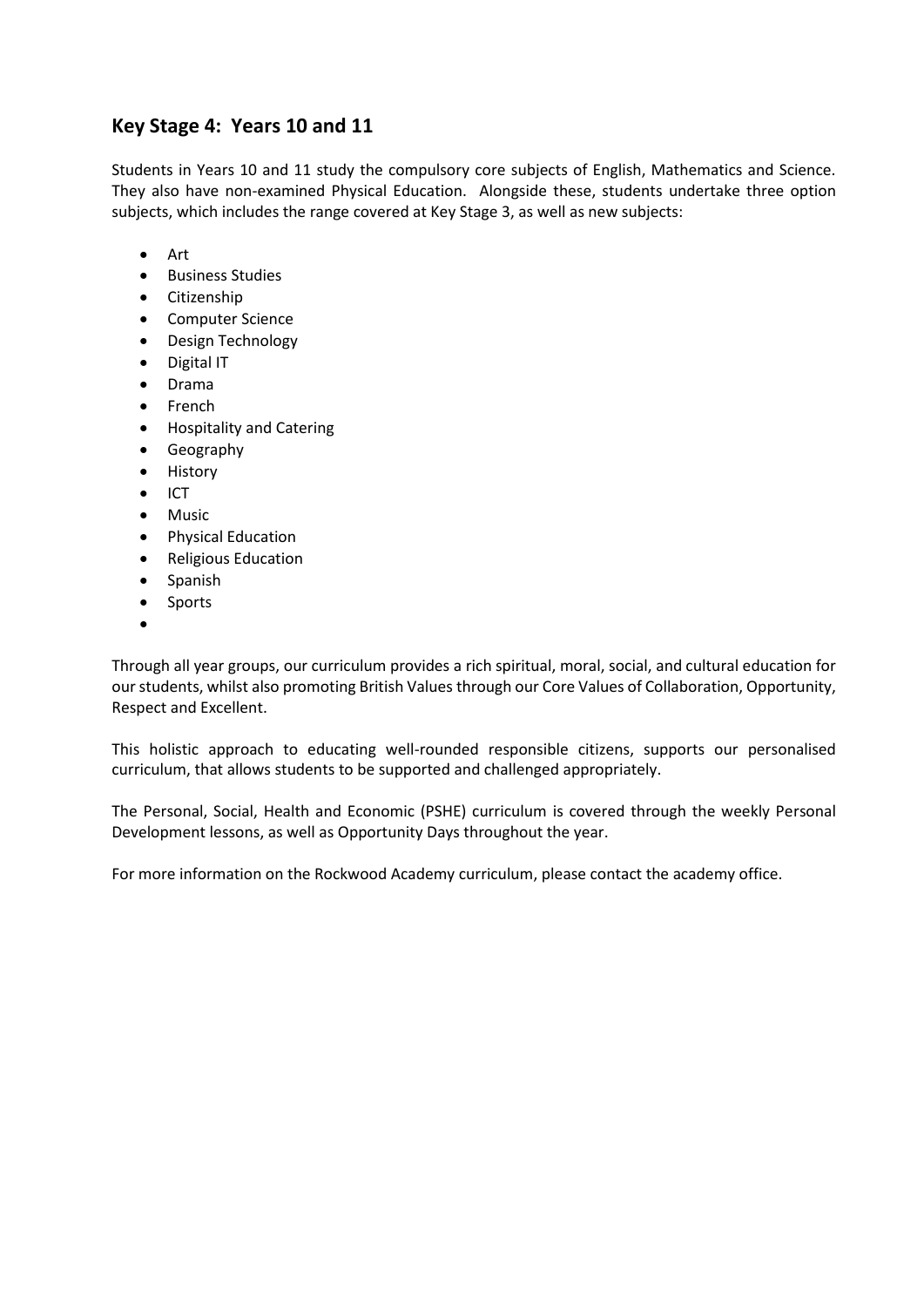## Key Stage 4: Years 10 and 11

Students in Years 10 and 11 study the compulsory core subjects of English, Mathematics and Science. They also have non-examined Physical Education. Alongside these, students undertake three option subjects, which includes the range covered at Key Stage 3, as well as new subjects:

- Art
- Business Studies
- Citizenship
- Computer Science
- Design Technology
- Digital IT
- Drama
- French
- Hospitality and Catering
- Geography
- History
- ICT
- Music
- Physical Education
- Religious Education
- Spanish
- Sports

Through all year groups, our curriculum provides a rich spiritual, moral, social, and cultural education for our students, whilst also promoting British Values through our Core Values of Collaboration, Opportunity, Respect and Excellent.

This holistic approach to educating well-rounded responsible citizens, supports our personalised curriculum, that allows students to be supported and challenged appropriately.

The Personal, Social, Health and Economic (PSHE) curriculum is covered through the weekly Personal Development lessons, as well as Opportunity Days throughout the year.

For more information on the Rockwood Academy curriculum, please contact the academy office.